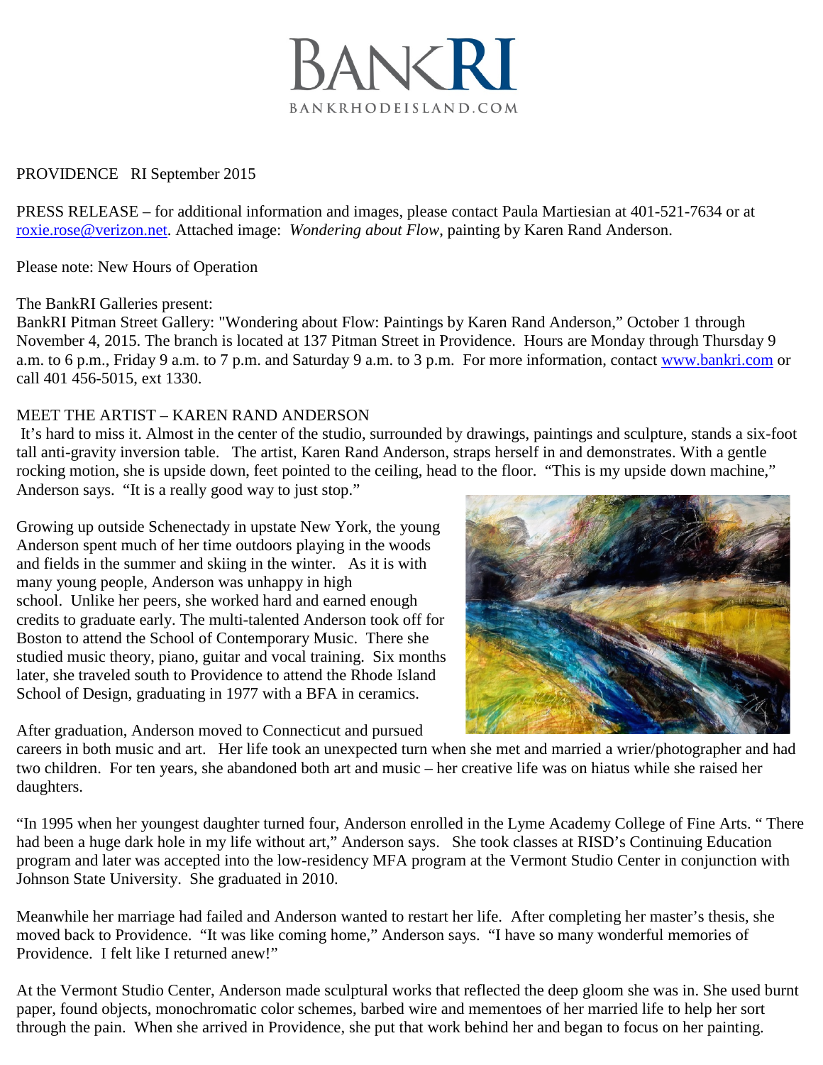BANKRI
BANKRHODEISLAND.COM

PROVIDENCE RI September 2015

PRESS RELEASE – for additional information and images, please contact Paula Martiesian at 401-521-7634 or at roxie.rose@verizon.net. Attached image: *Wondering about Flow*, painting by Karen Rand Anderson.

Please note: New Hours of Operation

The BankRI Galleries present:
BankRI Pitman Street Gallery: "Wondering about Flow: Paintings by Karen Rand Anderson," October 1 through November 4, 2015. The branch is located at 137 Pitman Street in Providence. Hours are Monday through Thursday 9 a.m. to 6 p.m., Friday 9 a.m. to 7 p.m. and Saturday 9 a.m. to 3 p.m. For more information, contact www.bankri.com or call 401 456-5015, ext 1330.

MEET THE ARTIST – KAREN RAND ANDERSON

It's hard to miss it. Almost in the center of the studio, surrounded by drawings, paintings and sculpture, stands a six-foot tall anti-gravity inversion table. The artist, Karen Rand Anderson, straps herself in and demonstrates. With a gentle rocking motion, she is upside down, feet pointed to the ceiling, head to the floor. "This is my upside down machine," Anderson says. "It is a really good way to just stop."

Growing up outside Schenectady in upstate New York, the young Anderson spent much of her time outdoors playing in the woods and fields in the summer and skiing in the winter. As it is with many young people, Anderson was unhappy in high school. Unlike her peers, she worked hard and earned enough credits to graduate early. The multi-talented Anderson took off for Boston to attend the School of Contemporary Music. There she studied music theory, piano, guitar and vocal training. Six months later, she traveled south to Providence to attend the Rhode Island School of Design, graduating in 1977 with a BFA in ceramics.

After graduation, Anderson moved to Connecticut and pursued careers in both music and art. Her life took an unexpected turn when she met and married a wrier/photographer and had two children. For ten years, she abandoned both art and music – her creative life was on hiatus while she raised her daughters.

"In 1995 when her youngest daughter turned four, Anderson enrolled in the Lyme Academy College of Fine Arts. " There had been a huge dark hole in my life without art," Anderson says. She took classes at RISD's Continuing Education program and later was accepted into the low-residency MFA program at the Vermont Studio Center in conjunction with Johnson State University. She graduated in 2010.

Meanwhile her marriage had failed and Anderson wanted to restart her life. After completing her master's thesis, she moved back to Providence. "It was like coming home," Anderson says. "I have so many wonderful memories of Providence. I felt like I returned anew!"

At the Vermont Studio Center, Anderson made sculptural works that reflected the deep gloom she was in. She used burnt paper, found objects, monochromatic color schemes, barbed wire and mementoes of her married life to help her sort through the pain. When she arrived in Providence, she put that work behind her and began to focus on her painting.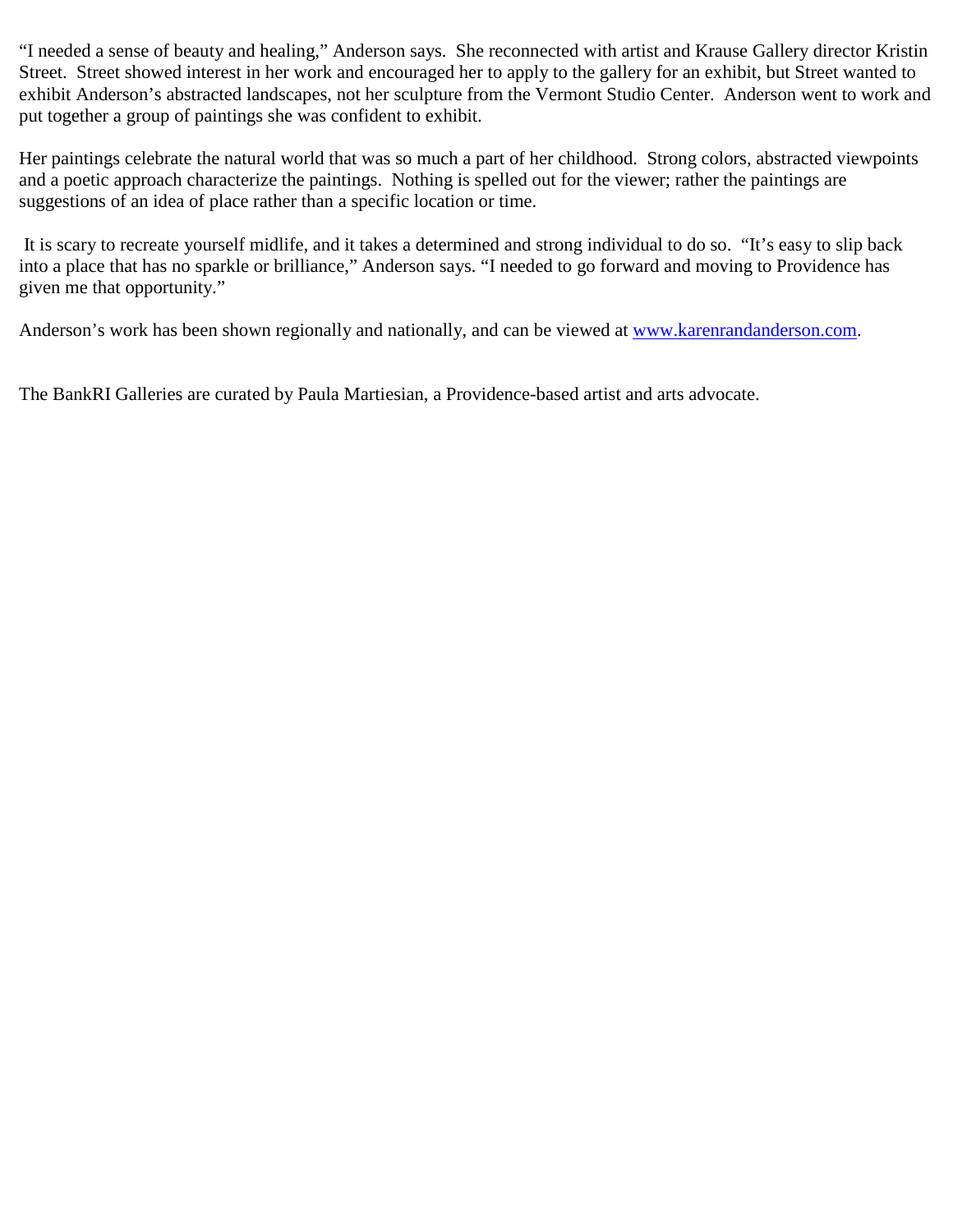"I needed a sense of beauty and healing," Anderson says. She reconnected with artist and Krause Gallery director Kristin Street. Street showed interest in her work and encouraged her to apply to the gallery for an exhibit, but Street wanted to exhibit Anderson's abstracted landscapes, not her sculpture from the Vermont Studio Center. Anderson went to work and put together a group of paintings she was confident to exhibit.

Her paintings celebrate the natural world that was so much a part of her childhood. Strong colors, abstracted viewpoints and a poetic approach characterize the paintings. Nothing is spelled out for the viewer; rather the paintings are suggestions of an idea of place rather than a specific location or time.

It is scary to recreate yourself midlife, and it takes a determined and strong individual to do so. "It's easy to slip back into a place that has no sparkle or brilliance," Anderson says. "I needed to go forward and moving to Providence has given me that opportunity."

Anderson's work has been shown regionally and nationally, and can be viewed at [www.karenrandanderson.com](http://www.karenrandanderson.com).

The BankRI Galleries are curated by Paula Martiesian, a Providence-based artist and arts advocate.